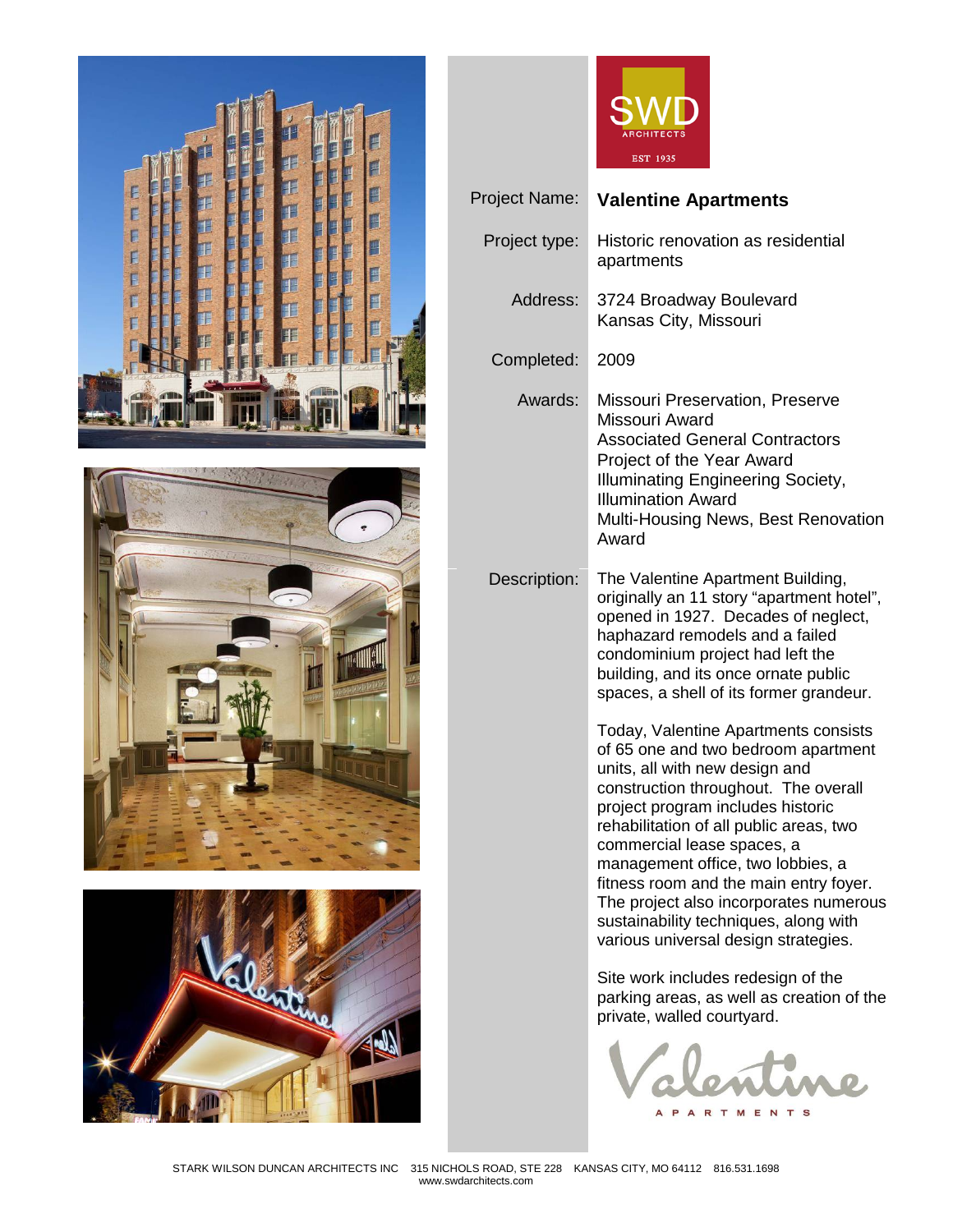SWD ARCHITECTS EST 1935

| | |
|---|---|
| Project Name: | **Valentine Apartments** |
| Project type: | Historic renovation as residential apartments |
| Address: | 3724 Broadway Boulevard<br>Kansas City, Missouri |
| Completed: | 2009 |
| Awards: | Missouri Preservation, Preserve Missouri Award<br>Associated General Contractors Project of the Year Award<br>Illuminating Engineering Society, Illumination Award<br>Multi-Housing News, Best Renovation Award |

Description:

The Valentine Apartment Building, originally an 11 story "apartment hotel", opened in 1927. Decades of neglect, haphazard remodels and a failed condominium project had left the building, and its once ornate public spaces, a shell of its former grandeur.

Today, Valentine Apartments consists of 65 one and two bedroom apartment units, all with new design and construction throughout. The overall project program includes historic rehabilitation of all public areas, two commercial lease spaces, a management office, two lobbies, a fitness room and the main entry foyer. The project also incorporates numerous sustainability techniques, along with various universal design strategies.

Site work includes redesign of the parking areas, as well as creation of the private, walled courtyard.

Valentine APARTMENTS

STARK WILSON DUNCAN ARCHITECTS INC 315 NICHOLS ROAD, STE 228 KANSAS CITY, MO 64112 816.531.1698
www.swdarchitects.com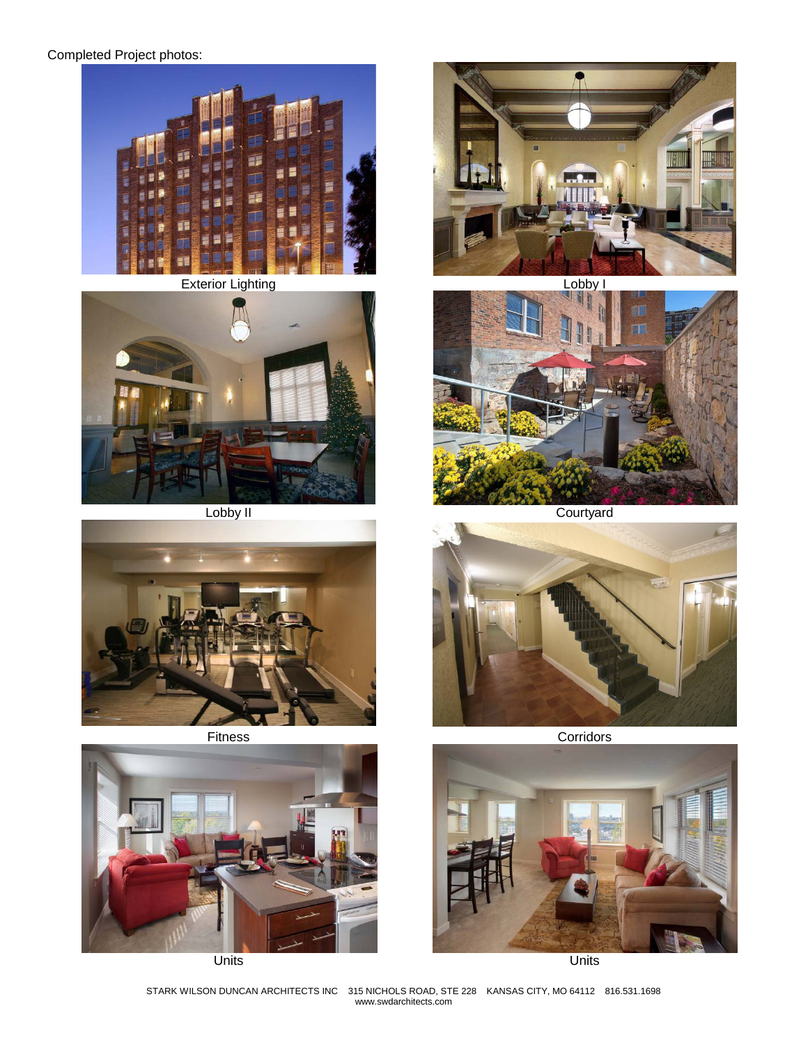Completed Project photos:

Exterior Lighting

Lobby I

Lobby II

Courtyard

Fitness

Corridors

Units

Units

STARK WILSON DUNCAN ARCHITECTS INC 315 NICHOLS ROAD, STE 228 KANSAS CITY, MO 64112 816.531.1698
www.swdarchitects.com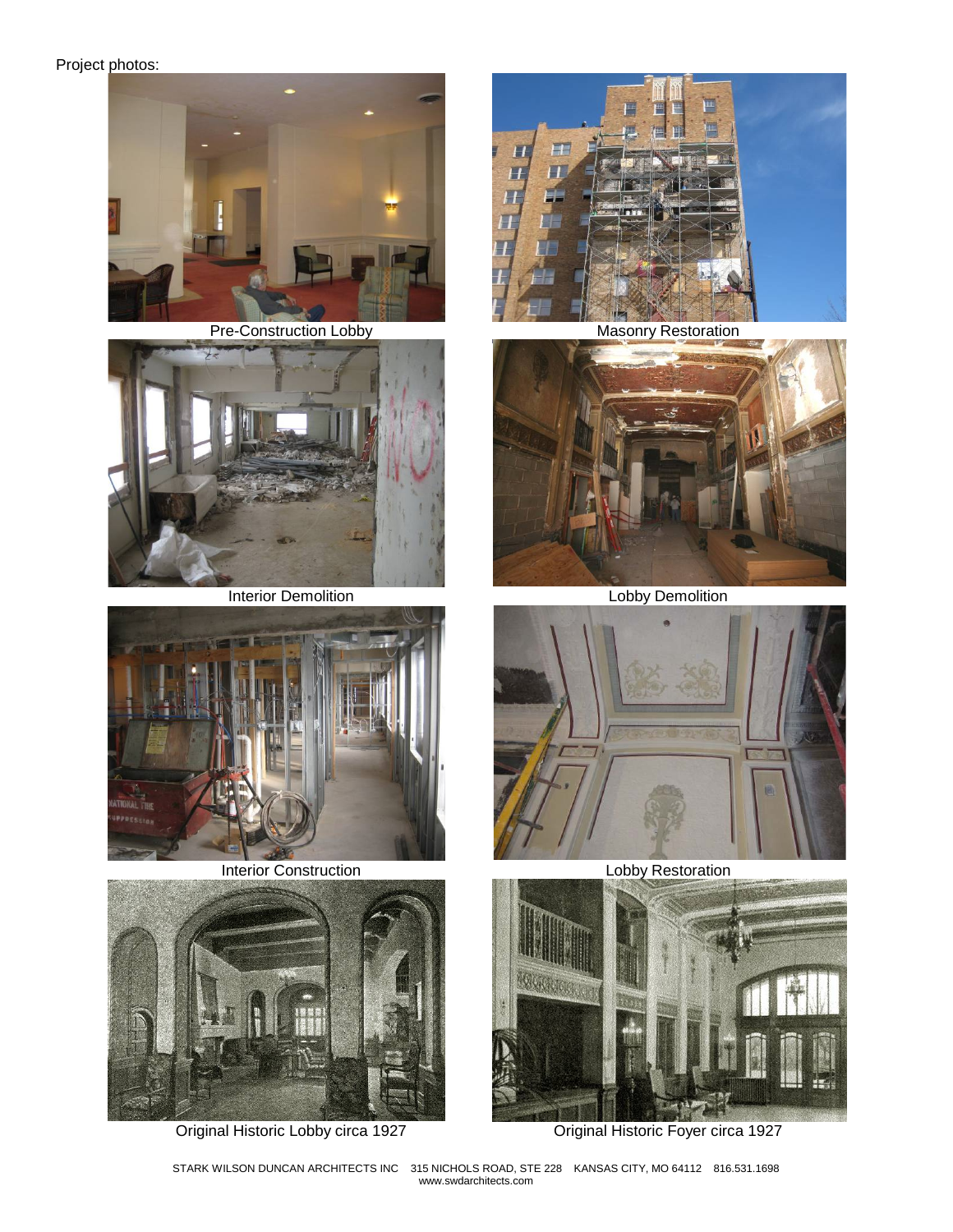Project photos:

Pre-Construction Lobby

Masonry Restoration

Interior Demolition

Lobby Demolition

Interior Construction

Lobby Restoration

Original Historic Lobby circa 1927

Original Historic Foyer circa 1927